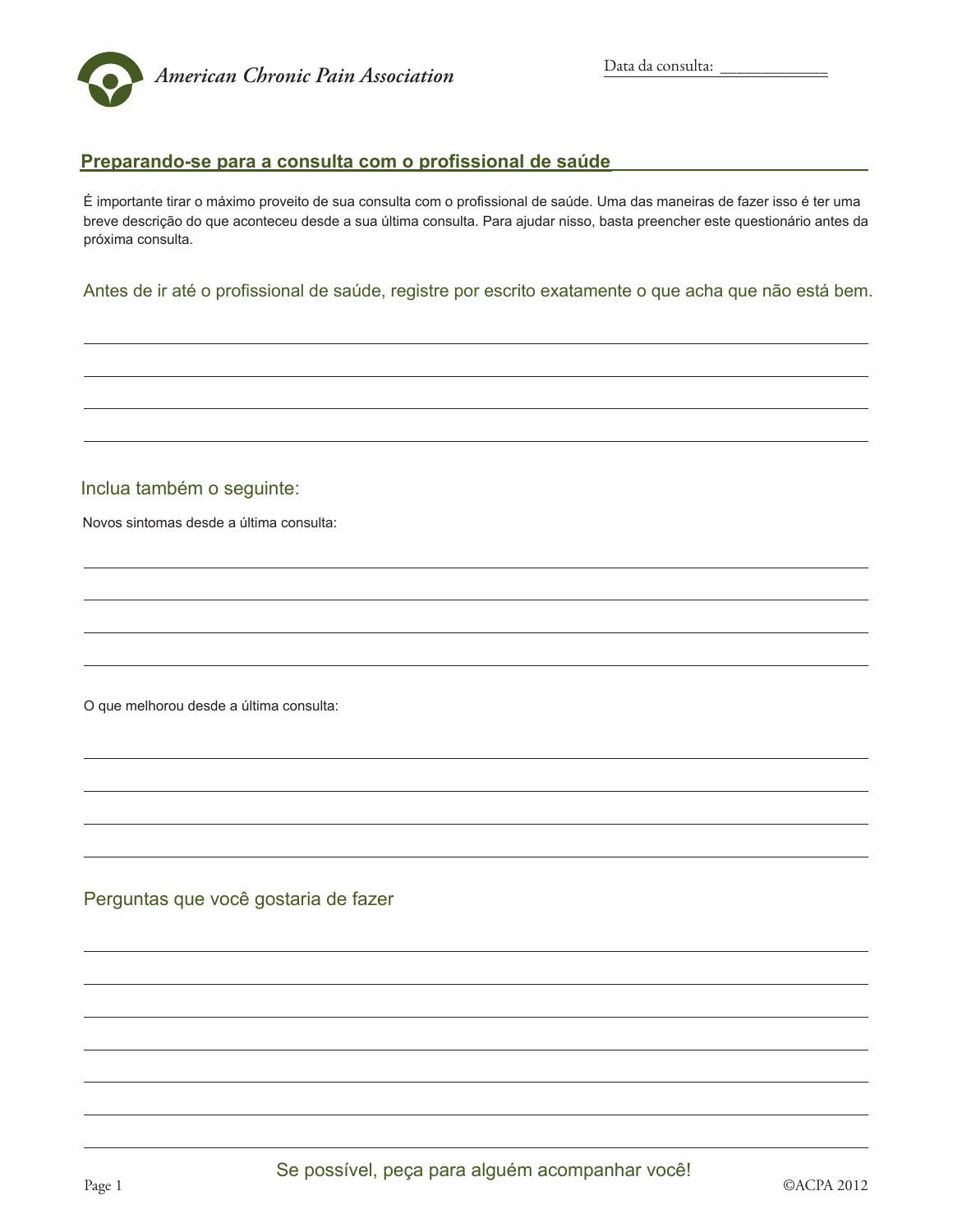American Chronic Pain Association

Data da consulta: ____________

## Preparando-se para a consulta com o profissional de saúde

É importante tirar o máximo proveito de sua consulta com o profissional de saúde. Uma das maneiras de fazer isso é ter uma breve descrição do que aconteceu desde a sua última consulta. Para ajudar nisso, basta preencher este questionário antes da próxima consulta.

### Antes de ir até o profissional de saúde, registre por escrito exatamente o que acha que não está bem.

________________________________________________________________________________

________________________________________________________________________________

________________________________________________________________________________

________________________________________________________________________________

### Inclua também o seguinte:

Novos sintomas desde a última consulta:

________________________________________________________________________________

________________________________________________________________________________

________________________________________________________________________________

________________________________________________________________________________

O que melhorou desde a última consulta:

________________________________________________________________________________

________________________________________________________________________________

________________________________________________________________________________

________________________________________________________________________________

### Perguntas que você gostaria de fazer

________________________________________________________________________________

________________________________________________________________________________

________________________________________________________________________________

________________________________________________________________________________

________________________________________________________________________________

________________________________________________________________________________

________________________________________________________________________________

Se possível, peça para alguém acompanhar você!

©ACPA 2012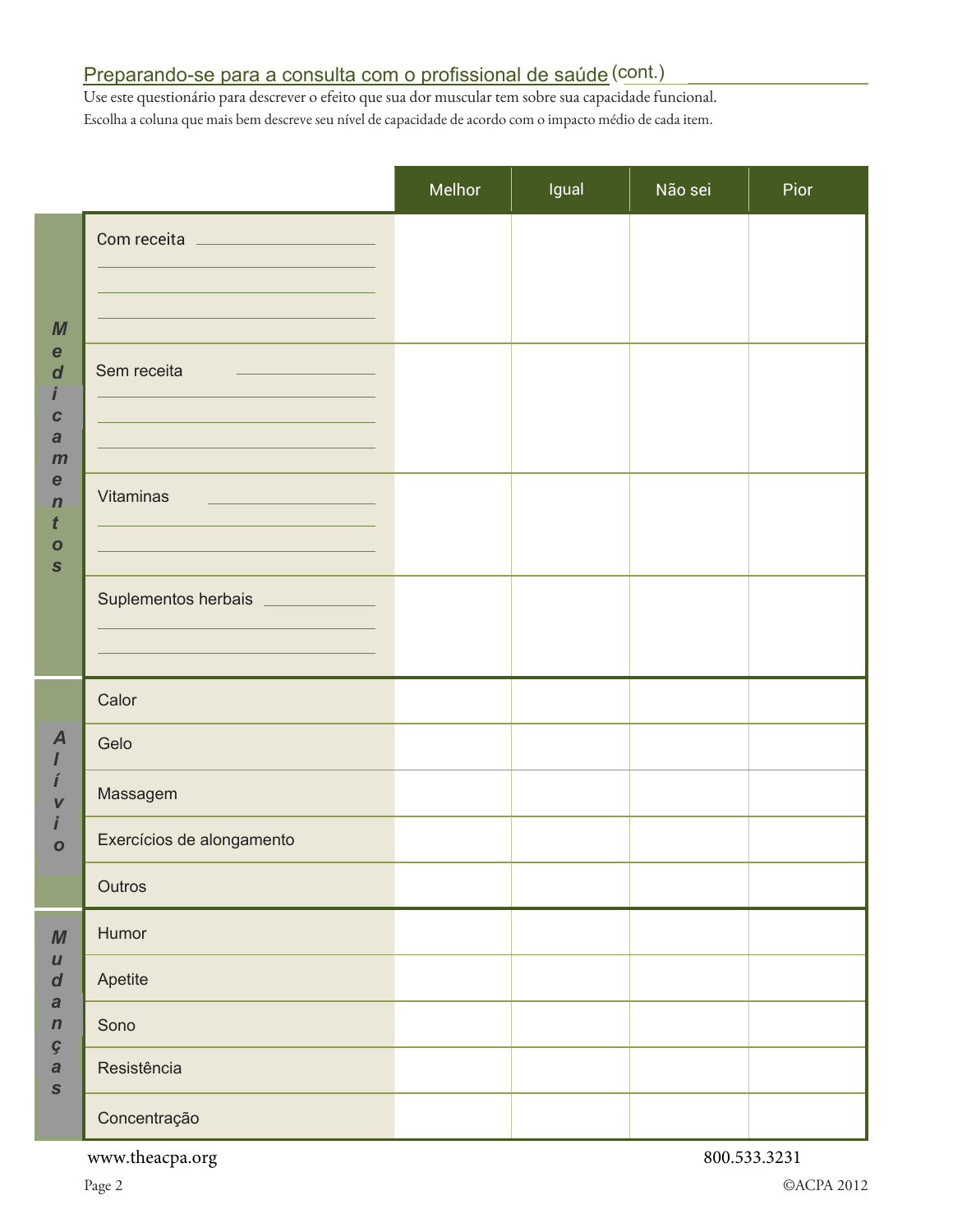## Preparando-se para a consulta com o profissional de saúde (cont.)

Use este questionário para descrever o efeito que sua dor muscular tem sobre sua capacidade funcional.

Escolha a coluna que mais bem descreve seu nível de capacidade de acordo com o impacto médio de cada item.

| | | Melhor | Igual | Não sei | Pior |
|---|---|---|---|---|---|
| Medicamentos | Com receita ____________ | | | | |
| | Sem receita ____________ | | | | |
| | Vitaminas ____________ | | | | |
| | Suplementos herbais ____________ | | | | |
| Alívio | Calor | | | | |
| | Gelo | | | | |
| | Massagem | | | | |
| | Exercícios de alongamento | | | | |
| | Outros | | | | |
| Mudanças | Humor | | | | |
| | Apetite | | | | |
| | Sono | | | | |
| | Resistência | | | | |
| | Concentração | | | | |

www.theacpa.org 800.533.3231

©ACPA 2012